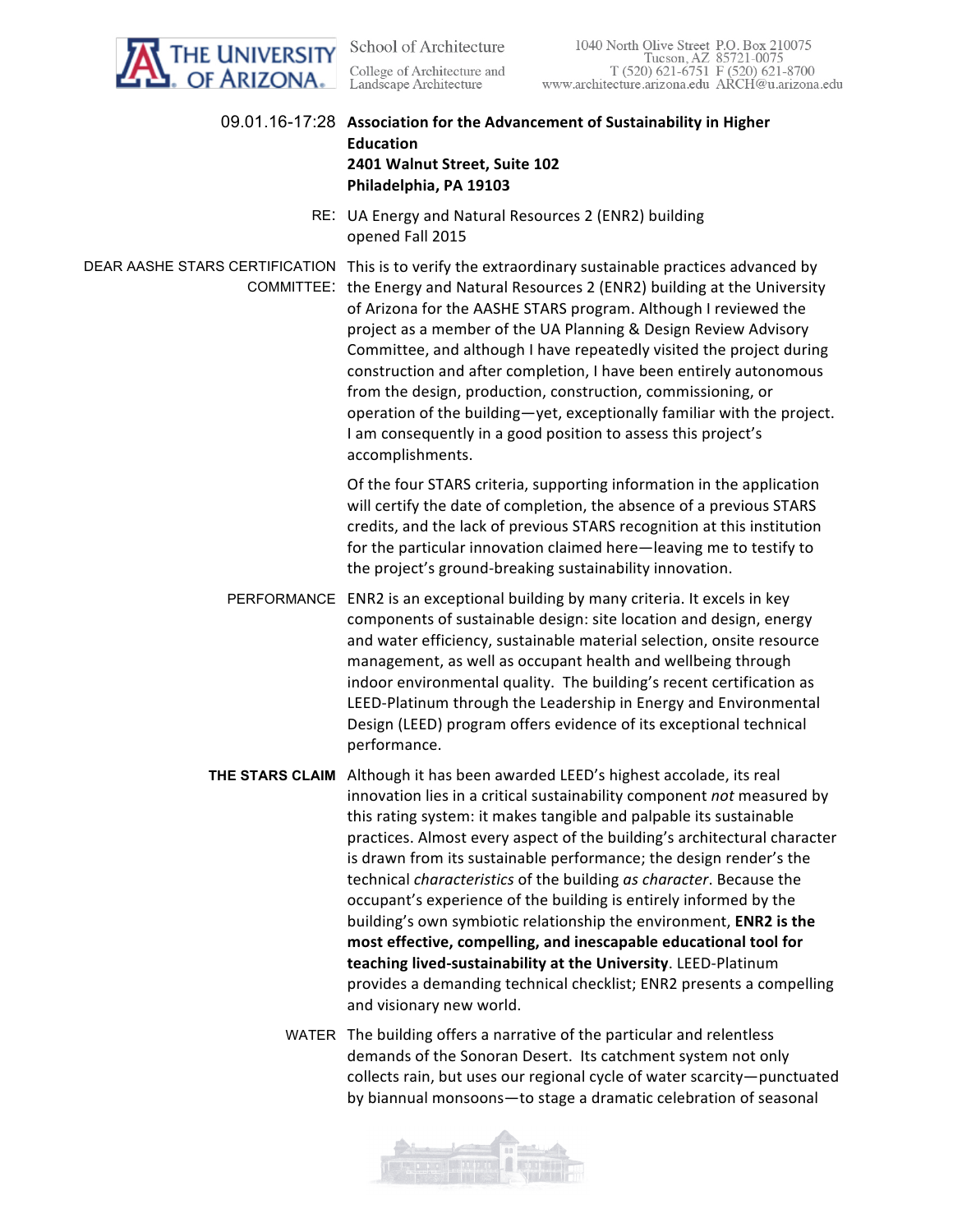THE UNIVERSITY OF ARIZONA

School of Architecture
College of Architecture and Landscape Architecture

1040 North Olive Street P.O. Box 210075
Tucson, AZ 85721-0075
T (520) 621-6751 F (520) 621-8700
www.architecture.arizona.edu ARCH@u.arizona.edu

09.01.16-17:28 **Association for the Advancement of Sustainability in Higher Education**
**2401 Walnut Street, Suite 102**
**Philadelphia, PA 19103**

RE: UA Energy and Natural Resources 2 (ENR2) building opened Fall 2015

DEAR AASHE STARS CERTIFICATION COMMITTEE: This is to verify the extraordinary sustainable practices advanced by the Energy and Natural Resources 2 (ENR2) building at the University of Arizona for the AASHE STARS program. Although I reviewed the project as a member of the UA Planning & Design Review Advisory Committee, and although I have repeatedly visited the project during construction and after completion, I have been entirely autonomous from the design, production, construction, commissioning, or operation of the building—yet, exceptionally familiar with the project. I am consequently in a good position to assess this project's accomplishments.

Of the four STARS criteria, supporting information in the application will certify the date of completion, the absence of a previous STARS credits, and the lack of previous STARS recognition at this institution for the particular innovation claimed here—leaving me to testify to the project's ground-breaking sustainability innovation.

PERFORMANCE ENR2 is an exceptional building by many criteria. It excels in key components of sustainable design: site location and design, energy and water efficiency, sustainable material selection, onsite resource management, as well as occupant health and wellbeing through indoor environmental quality. The building's recent certification as LEED-Platinum through the Leadership in Energy and Environmental Design (LEED) program offers evidence of its exceptional technical performance.

**THE STARS CLAIM** Although it has been awarded LEED's highest accolade, its real innovation lies in a critical sustainability component *not* measured by this rating system: it makes tangible and palpable its sustainable practices. Almost every aspect of the building's architectural character is drawn from its sustainable performance; the design render's the technical *characteristics* of the building *as character*. Because the occupant's experience of the building is entirely informed by the building's own symbiotic relationship the environment, **ENR2 is the most effective, compelling, and inescapable educational tool for teaching lived-sustainability at the University**. LEED-Platinum provides a demanding technical checklist; ENR2 presents a compelling and visionary new world.

WATER The building offers a narrative of the particular and relentless demands of the Sonoran Desert. Its catchment system not only collects rain, but uses our regional cycle of water scarcity—punctuated by biannual monsoons—to stage a dramatic celebration of seasonal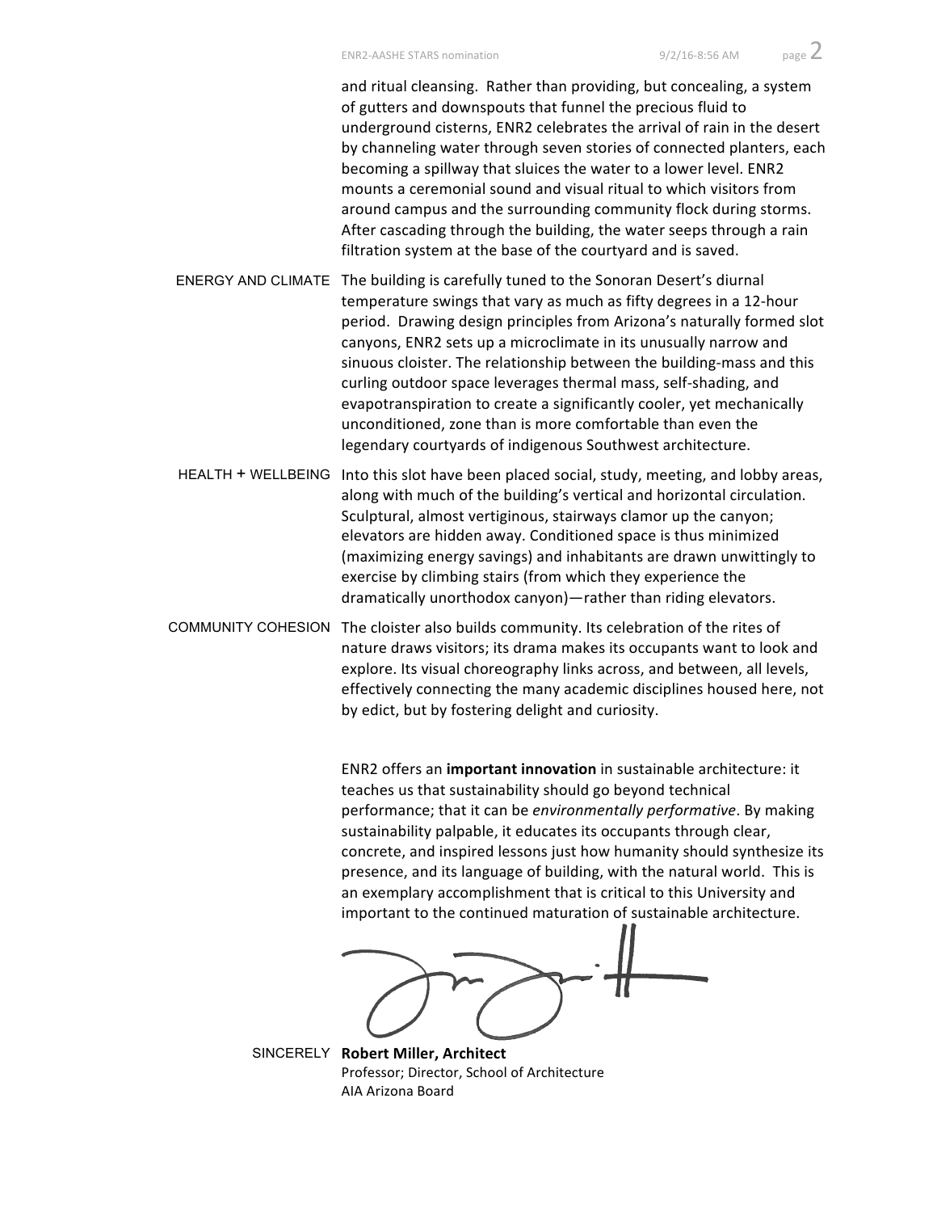and ritual cleansing. Rather than providing, but concealing, a system of gutters and downspouts that funnel the precious fluid to underground cisterns, ENR2 celebrates the arrival of rain in the desert by channeling water through seven stories of connected planters, each becoming a spillway that sluices the water to a lower level. ENR2 mounts a ceremonial sound and visual ritual to which visitors from around campus and the surrounding community flock during storms. After cascading through the building, the water seeps through a rain filtration system at the base of the courtyard and is saved.

ENERGY AND CLIMATE The building is carefully tuned to the Sonoran Desert's diurnal temperature swings that vary as much as fifty degrees in a 12-hour period. Drawing design principles from Arizona's naturally formed slot canyons, ENR2 sets up a microclimate in its unusually narrow and sinuous cloister. The relationship between the building-mass and this curling outdoor space leverages thermal mass, self-shading, and evapotranspiration to create a significantly cooler, yet mechanically unconditioned, zone than is more comfortable than even the legendary courtyards of indigenous Southwest architecture.

HEALTH + WELLBEING Into this slot have been placed social, study, meeting, and lobby areas, along with much of the building's vertical and horizontal circulation. Sculptural, almost vertiginous, stairways clamor up the canyon; elevators are hidden away. Conditioned space is thus minimized (maximizing energy savings) and inhabitants are drawn unwittingly to exercise by climbing stairs (from which they experience the dramatically unorthodox canyon)—rather than riding elevators.

COMMUNITY COHESION The cloister also builds community. Its celebration of the rites of nature draws visitors; its drama makes its occupants want to look and explore. Its visual choreography links across, and between, all levels, effectively connecting the many academic disciplines housed here, not by edict, but by fostering delight and curiosity.

ENR2 offers an **important innovation** in sustainable architecture: it teaches us that sustainability should go beyond technical performance; that it can be *environmentally performative*. By making sustainability palpable, it educates its occupants through clear, concrete, and inspired lessons just how humanity should synthesize its presence, and its language of building, with the natural world. This is an exemplary accomplishment that is critical to this University and important to the continued maturation of sustainable architecture.

SINCERELY **Robert Miller, Architect**
Professor; Director, School of Architecture
AIA Arizona Board